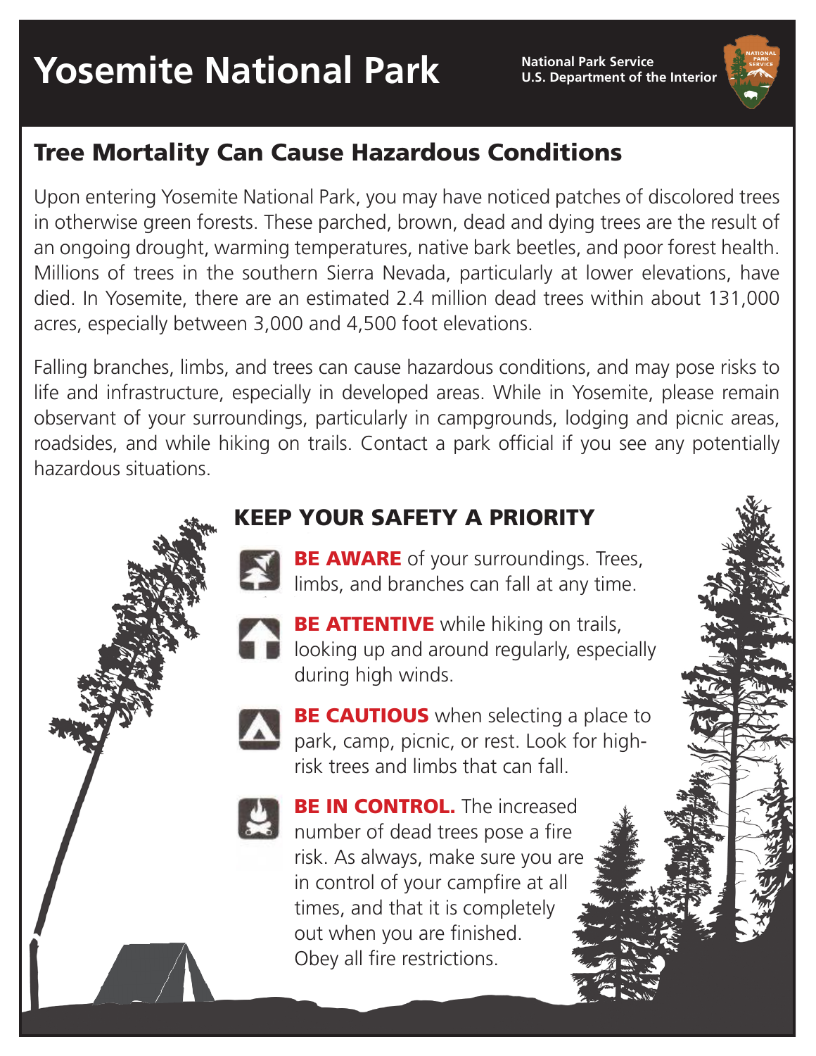# Yosemite National Park

**National Park Service**
**U.S. Department of the Interior**

## Tree Mortality Can Cause Hazardous Conditions

Upon entering Yosemite National Park, you may have noticed patches of discolored trees in otherwise green forests. These parched, brown, dead and dying trees are the result of an ongoing drought, warming temperatures, native bark beetles, and poor forest health. Millions of trees in the southern Sierra Nevada, particularly at lower elevations, have died. In Yosemite, there are an estimated 2.4 million dead trees within about 131,000 acres, especially between 3,000 and 4,500 foot elevations.

Falling branches, limbs, and trees can cause hazardous conditions, and may pose risks to life and infrastructure, especially in developed areas. While in Yosemite, please remain observant of your surroundings, particularly in campgrounds, lodging and picnic areas, roadsides, and while hiking on trails. Contact a park official if you see any potentially hazardous situations.

### KEEP YOUR SAFETY A PRIORITY

**BE AWARE** of your surroundings. Trees, limbs, and branches can fall at any time.

**BE ATTENTIVE** while hiking on trails, looking up and around regularly, especially during high winds.

**BE CAUTIOUS** when selecting a place to park, camp, picnic, or rest. Look for high-risk trees and limbs that can fall.

**BE IN CONTROL.** The increased number of dead trees pose a fire risk. As always, make sure you are in control of your campfire at all times, and that it is completely out when you are finished. Obey all fire restrictions.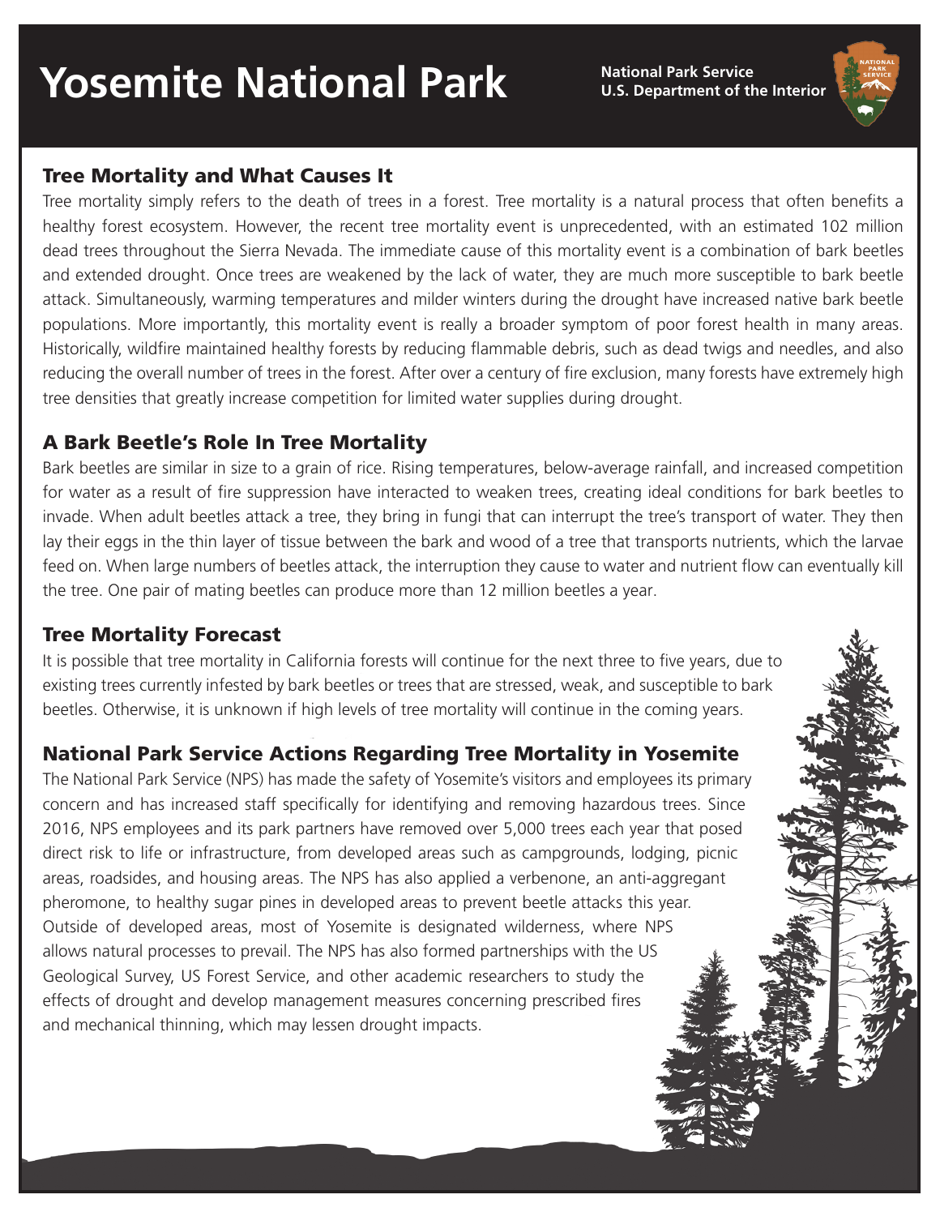# Yosemite National Park

National Park Service
U.S. Department of the Interior

## Tree Mortality and What Causes It

Tree mortality simply refers to the death of trees in a forest. Tree mortality is a natural process that often benefits a healthy forest ecosystem. However, the recent tree mortality event is unprecedented, with an estimated 102 million dead trees throughout the Sierra Nevada. The immediate cause of this mortality event is a combination of bark beetles and extended drought. Once trees are weakened by the lack of water, they are much more susceptible to bark beetle attack. Simultaneously, warming temperatures and milder winters during the drought have increased native bark beetle populations. More importantly, this mortality event is really a broader symptom of poor forest health in many areas. Historically, wildfire maintained healthy forests by reducing flammable debris, such as dead twigs and needles, and also reducing the overall number of trees in the forest. After over a century of fire exclusion, many forests have extremely high tree densities that greatly increase competition for limited water supplies during drought.

## A Bark Beetle's Role In Tree Mortality

Bark beetles are similar in size to a grain of rice. Rising temperatures, below-average rainfall, and increased competition for water as a result of fire suppression have interacted to weaken trees, creating ideal conditions for bark beetles to invade. When adult beetles attack a tree, they bring in fungi that can interrupt the tree's transport of water. They then lay their eggs in the thin layer of tissue between the bark and wood of a tree that transports nutrients, which the larvae feed on. When large numbers of beetles attack, the interruption they cause to water and nutrient flow can eventually kill the tree. One pair of mating beetles can produce more than 12 million beetles a year.

## Tree Mortality Forecast

It is possible that tree mortality in California forests will continue for the next three to five years, due to existing trees currently infested by bark beetles or trees that are stressed, weak, and susceptible to bark beetles. Otherwise, it is unknown if high levels of tree mortality will continue in the coming years.

## National Park Service Actions Regarding Tree Mortality in Yosemite

The National Park Service (NPS) has made the safety of Yosemite's visitors and employees its primary concern and has increased staff specifically for identifying and removing hazardous trees. Since 2016, NPS employees and its park partners have removed over 5,000 trees each year that posed direct risk to life or infrastructure, from developed areas such as campgrounds, lodging, picnic areas, roadsides, and housing areas. The NPS has also applied a verbenone, an anti-aggregant pheromone, to healthy sugar pines in developed areas to prevent beetle attacks this year. Outside of developed areas, most of Yosemite is designated wilderness, where NPS allows natural processes to prevail. The NPS has also formed partnerships with the US Geological Survey, US Forest Service, and other academic researchers to study the effects of drought and develop management measures concerning prescribed fires and mechanical thinning, which may lessen drought impacts.